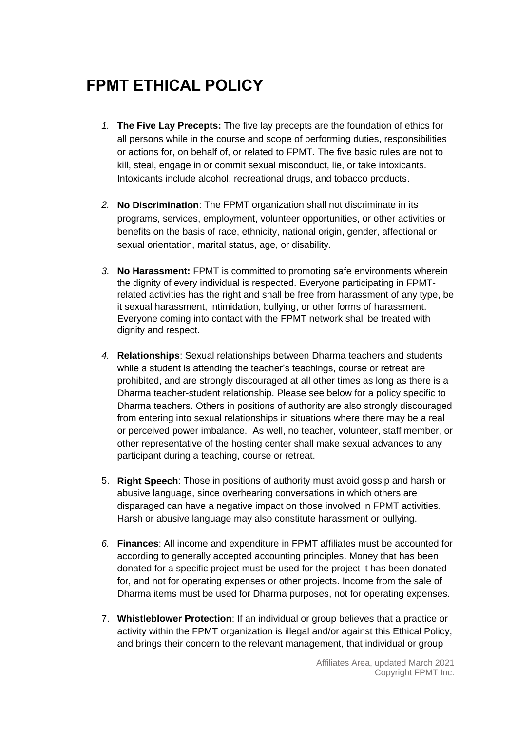# FPMT ETHICAL POLICY

1. **The Five Lay Precepts:** The five lay precepts are the foundation of ethics for all persons while in the course and scope of performing duties, responsibilities or actions for, on behalf of, or related to FPMT. The five basic rules are not to kill, steal, engage in or commit sexual misconduct, lie, or take intoxicants. Intoxicants include alcohol, recreational drugs, and tobacco products.

2. **No Discrimination**: The FPMT organization shall not discriminate in its programs, services, employment, volunteer opportunities, or other activities or benefits on the basis of race, ethnicity, national origin, gender, affectional or sexual orientation, marital status, age, or disability.

3. **No Harassment:** FPMT is committed to promoting safe environments wherein the dignity of every individual is respected. Everyone participating in FPMT-related activities has the right and shall be free from harassment of any type, be it sexual harassment, intimidation, bullying, or other forms of harassment. Everyone coming into contact with the FPMT network shall be treated with dignity and respect.

4. **Relationships**: Sexual relationships between Dharma teachers and students while a student is attending the teacher's teachings, course or retreat are prohibited, and are strongly discouraged at all other times as long as there is a Dharma teacher-student relationship. Please see below for a policy specific to Dharma teachers. Others in positions of authority are also strongly discouraged from entering into sexual relationships in situations where there may be a real or perceived power imbalance. As well, no teacher, volunteer, staff member, or other representative of the hosting center shall make sexual advances to any participant during a teaching, course or retreat.

5. **Right Speech**: Those in positions of authority must avoid gossip and harsh or abusive language, since overhearing conversations in which others are disparaged can have a negative impact on those involved in FPMT activities. Harsh or abusive language may also constitute harassment or bullying.

6. **Finances**: All income and expenditure in FPMT affiliates must be accounted for according to generally accepted accounting principles. Money that has been donated for a specific project must be used for the project it has been donated for, and not for operating expenses or other projects. Income from the sale of Dharma items must be used for Dharma purposes, not for operating expenses.

7. **Whistleblower Protection**: If an individual or group believes that a practice or activity within the FPMT organization is illegal and/or against this Ethical Policy, and brings their concern to the relevant management, that individual or group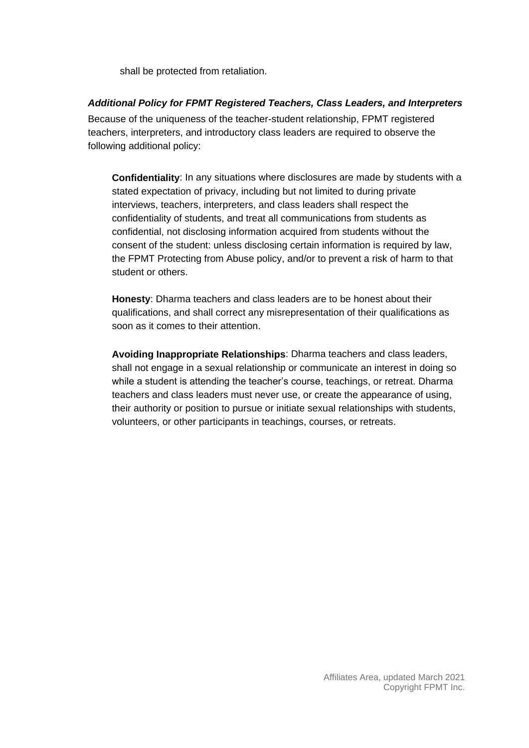shall be protected from retaliation.

***Additional Policy for FPMT Registered Teachers, Class Leaders, and Interpreters***

Because of the uniqueness of the teacher-student relationship, FPMT registered teachers, interpreters, and introductory class leaders are required to observe the following additional policy:

**Confidentiality**: In any situations where disclosures are made by students with a stated expectation of privacy, including but not limited to during private interviews, teachers, interpreters, and class leaders shall respect the confidentiality of students, and treat all communications from students as confidential, not disclosing information acquired from students without the consent of the student: unless disclosing certain information is required by law, the FPMT Protecting from Abuse policy, and/or to prevent a risk of harm to that student or others.

**Honesty**: Dharma teachers and class leaders are to be honest about their qualifications, and shall correct any misrepresentation of their qualifications as soon as it comes to their attention.

**Avoiding Inappropriate Relationships**: Dharma teachers and class leaders, shall not engage in a sexual relationship or communicate an interest in doing so while a student is attending the teacher's course, teachings, or retreat. Dharma teachers and class leaders must never use, or create the appearance of using, their authority or position to pursue or initiate sexual relationships with students, volunteers, or other participants in teachings, courses, or retreats.